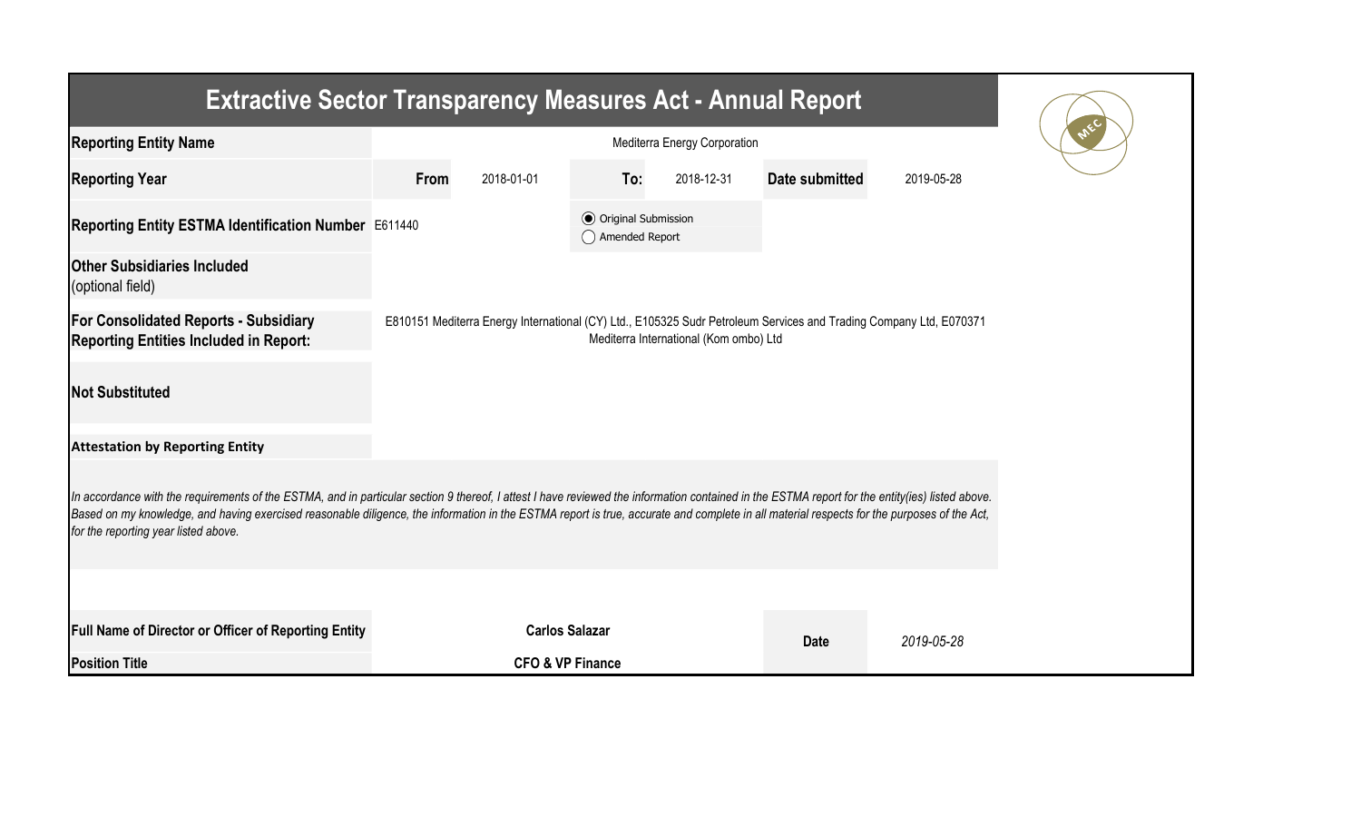# Extractive Sector Transparency Measures Act - Annual Report

| | | | | | | |
|---|---|---|---|---|---|---|
| **Reporting Entity Name** | Mediterra Energy Corporation | | | | | |
| **Reporting Year** | **From** | 2018-01-01 | **To:** | 2018-12-31 | **Date submitted** | 2019-05-28 |
| **Reporting Entity ESTMA Identification Number** | E611440 | | (●) Original Submission ( ) Amended Report | | | |
| **Other Subsidiaries Included** (optional field) | | | | | | |
| **For Consolidated Reports - Subsidiary Reporting Entities Included in Report:** | E810151 Mediterra Energy International (CY) Ltd., E105325 Sudr Petroleum Services and Trading Company Ltd, E070371 Mediterra International (Kom ombo) Ltd | | | | | |
| **Not Substituted** | | | | | | |

**Attestation by Reporting Entity**

*In accordance with the requirements of the ESTMA, and in particular section 9 thereof, I attest I have reviewed the information contained in the ESTMA report for the entity(ies) listed above. Based on my knowledge, and having exercised reasonable diligence, the information in the ESTMA report is true, accurate and complete in all material respects for the purposes of the Act, for the reporting year listed above.*

| | | | |
|---|---|---|---|
| **Full Name of Director or Officer of Reporting Entity** | **Carlos Salazar** | **Date** | *2019-05-28* |
| **Position Title** | **CFO & VP Finance** | | |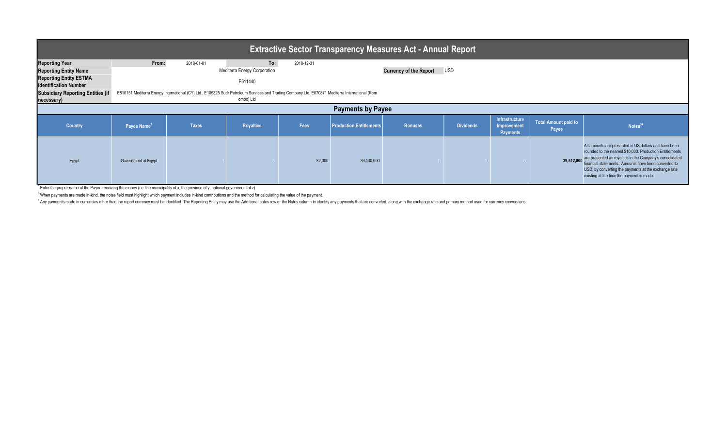# Extractive Sector Transparency Measures Act - Annual Report

| | | | | |
|---|---|---|---|---|
| **Reporting Year** | **From:** | 2018-01-01 | **To:** | 2018-12-31 |
| **Reporting Entity Name** | Mediterra Energy Corporation | | **Currency of the Report** | USD |
| **Reporting Entity ESTMA Identification Number** | E611440 | | | |
| **Subsidiary Reporting Entities (if necessary)** | E810151 Mediterra Energy International (CY) Ltd., E105325 Sudr Petroleum Services and Trading Company Ltd, E070371 Mediterra International (Kom ombo) Ltd | | | |

## Payments by Payee

| Country | Payee Name[1] | Taxes | Royalties | Fees | Production Entitlements | Bonuses | Dividends | Infrastructure Improvement Payments | Total Amount paid to Payee | Notes[34] |
|---|---|---|---|---|---|---|---|---|---|---|
| Egypt | Government of Egypt | - | - | 82,000 | 39,430,000 | - | - | - | **39,512,000** | All amounts are presented in US dollars and have been rounded to the nearest $10,000. Production Entitlements are presented as royalties in the Company's consolidated financial statements. Amounts have been converted to USD, by converting the payments at the exchange rate existing at the time the payment is made. |

[1] Enter the proper name of the Payee receiving the money (i.e. the municipality of x, the province of y, national government of z).

[3] When payments are made in-kind, the notes field must highlight which payment includes in-kind contributions and the method for calculating the value of the payment.

[4] Any payments made in currencies other than the report currency must be identified. The Reporting Entity may use the Additional notes row or the Notes column to identify any payments that are converted, along with the exchange rate and primary method used for currency conversions.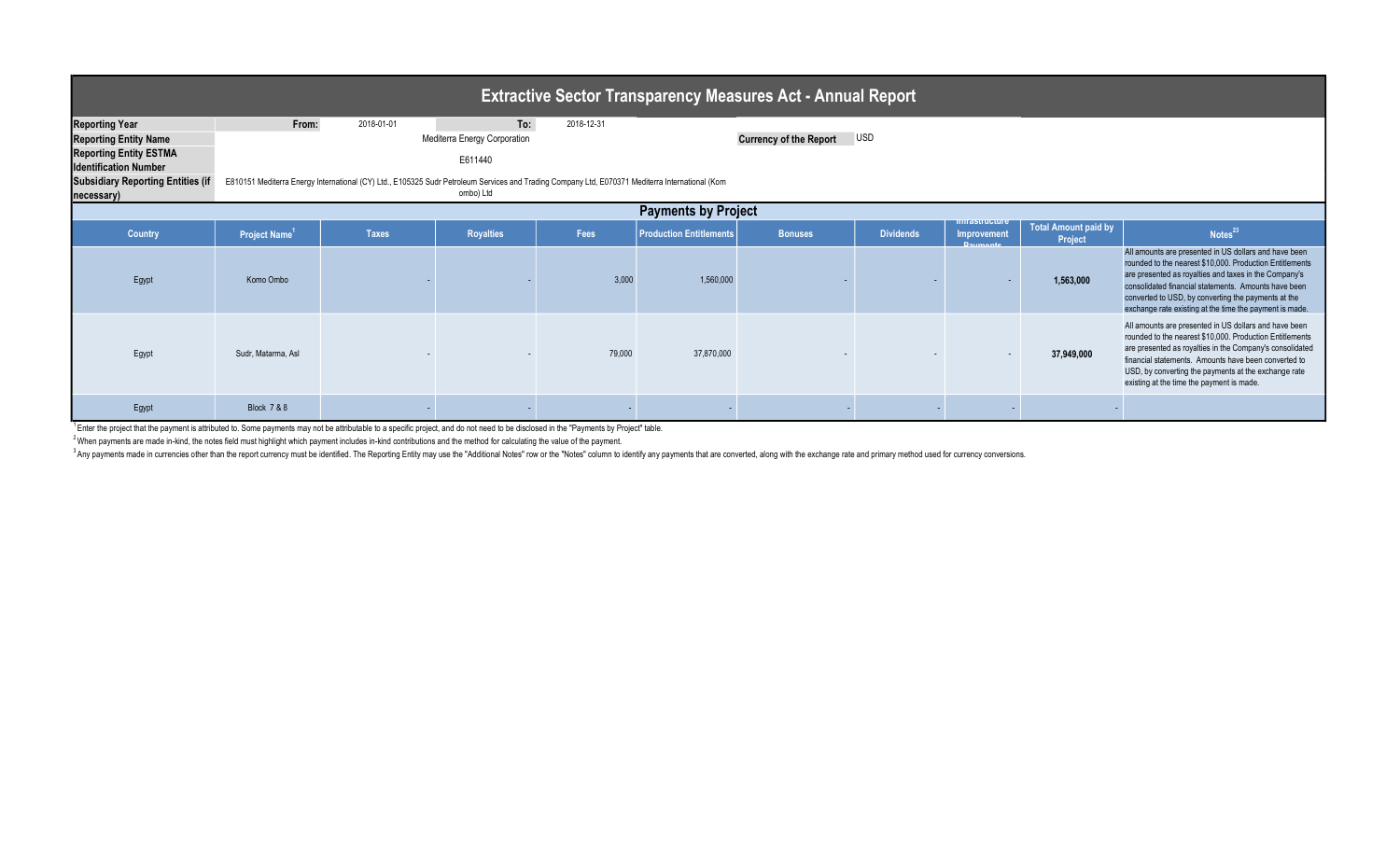# Extractive Sector Transparency Measures Act - Annual Report

| | | | | | | | |
|---|---|---|---|---|---|---|---|
| **Reporting Year** | From: | 2018-01-01 | To: | 2018-12-31 | | | |
| **Reporting Entity Name** | Mediterra Energy Corporation | | | | **Currency of the Report** | USD | |
| **Reporting Entity ESTMA Identification Number** | E611440 | | | | | | |
| **Subsidiary Reporting Entities (if necessary)** | E810151 Mediterra Energy International (CY) Ltd., E105325 Sudr Petroleum Services and Trading Company Ltd, E070371 Mediterra International (Kom ombo) Ltd | | | | | | |

## Payments by Project

| Country | Project Name[1] | Taxes | Royalties | Fees | Production Entitlements | Bonuses | Dividends | Infrastructure Improvement Payments | Total Amount paid by Project | Notes[23] |
|---|---|---|---|---|---|---|---|---|---|---|
| Egypt | Komo Ombo | - | - | 3,000 | 1,560,000 | - | - | - | **1,563,000** | All amounts are presented in US dollars and have been rounded to the nearest $10,000. Production Entitlements are presented as royalties and taxes in the Company's consolidated financial statements. Amounts have been converted to USD, by converting the payments at the exchange rate existing at the time the payment is made. |
| Egypt | Sudr, Matarma, Asl | - | - | 79,000 | 37,870,000 | - | - | - | **37,949,000** | All amounts are presented in US dollars and have been rounded to the nearest $10,000. Production Entitlements are presented as royalties in the Company's consolidated financial statements. Amounts have been converted to USD, by converting the payments at the exchange rate existing at the time the payment is made. |
| Egypt | Block 7 & 8 | - | - | - | - | - | - | - | - | |

[1] Enter the project that the payment is attributed to. Some payments may not be attributable to a specific project, and do not need to be disclosed in the "Payments by Project" table.

[2] When payments are made in-kind, the notes field must highlight which payment includes in-kind contributions and the method for calculating the value of the payment.

[3] Any payments made in currencies other than the report currency must be identified. The Reporting Entity may use the "Additional Notes" row or the "Notes" column to identify any payments that are converted, along with the exchange rate and primary method used for currency conversions.